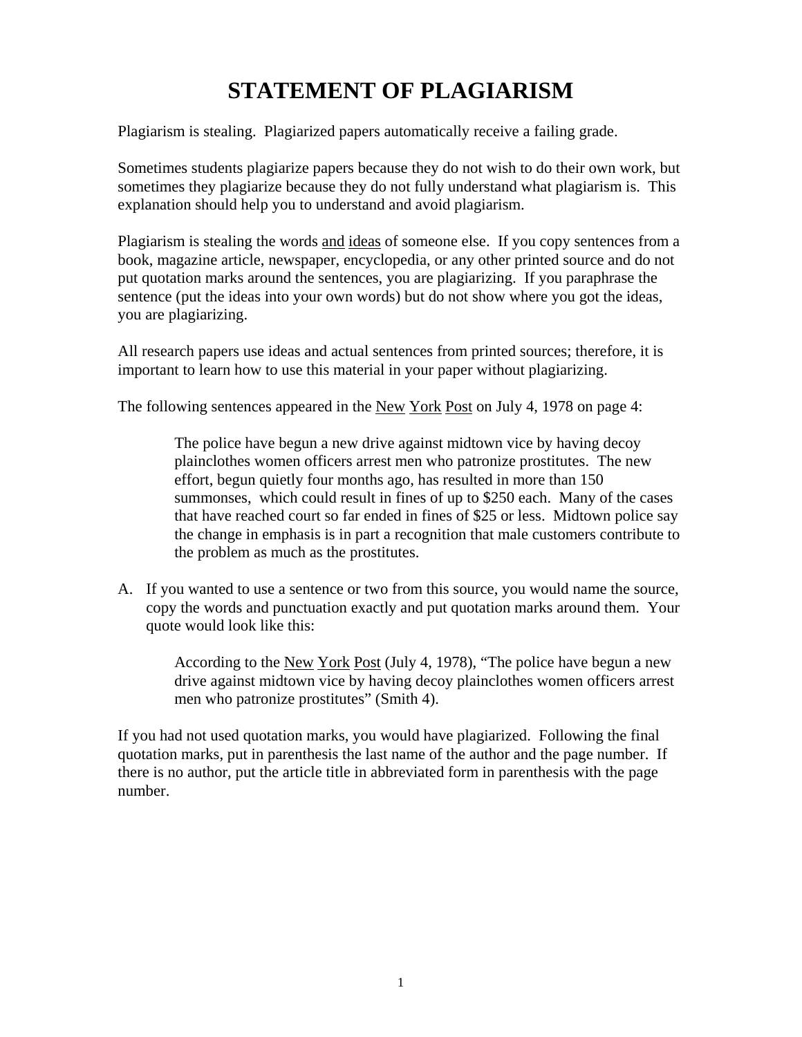# STATEMENT OF PLAGIARISM

Plagiarism is stealing. Plagiarized papers automatically receive a failing grade.

Sometimes students plagiarize papers because they do not wish to do their own work, but sometimes they plagiarize because they do not fully understand what plagiarism is. This explanation should help you to understand and avoid plagiarism.

Plagiarism is stealing the words <u>and</u> <u>ideas</u> of someone else. If you copy sentences from a book, magazine article, newspaper, encyclopedia, or any other printed source and do not put quotation marks around the sentences, you are plagiarizing. If you paraphrase the sentence (put the ideas into your own words) but do not show where you got the ideas, you are plagiarizing.

All research papers use ideas and actual sentences from printed sources; therefore, it is important to learn how to use this material in your paper without plagiarizing.

The following sentences appeared in the <u>New</u> <u>York</u> <u>Post</u> on July 4, 1978 on page 4:

> The police have begun a new drive against midtown vice by having decoy plainclothes women officers arrest men who patronize prostitutes. The new effort, begun quietly four months ago, has resulted in more than 150 summonses, which could result in fines of up to $250 each. Many of the cases that have reached court so far ended in fines of $25 or less. Midtown police say the change in emphasis is in part a recognition that male customers contribute to the problem as much as the prostitutes.

A. If you wanted to use a sentence or two from this source, you would name the source, copy the words and punctuation exactly and put quotation marks around them. Your quote would look like this:

> According to the <u>New</u> <u>York</u> <u>Post</u> (July 4, 1978), "The police have begun a new drive against midtown vice by having decoy plainclothes women officers arrest men who patronize prostitutes" (Smith 4).

If you had not used quotation marks, you would have plagiarized. Following the final quotation marks, put in parenthesis the last name of the author and the page number. If there is no author, put the article title in abbreviated form in parenthesis with the page number.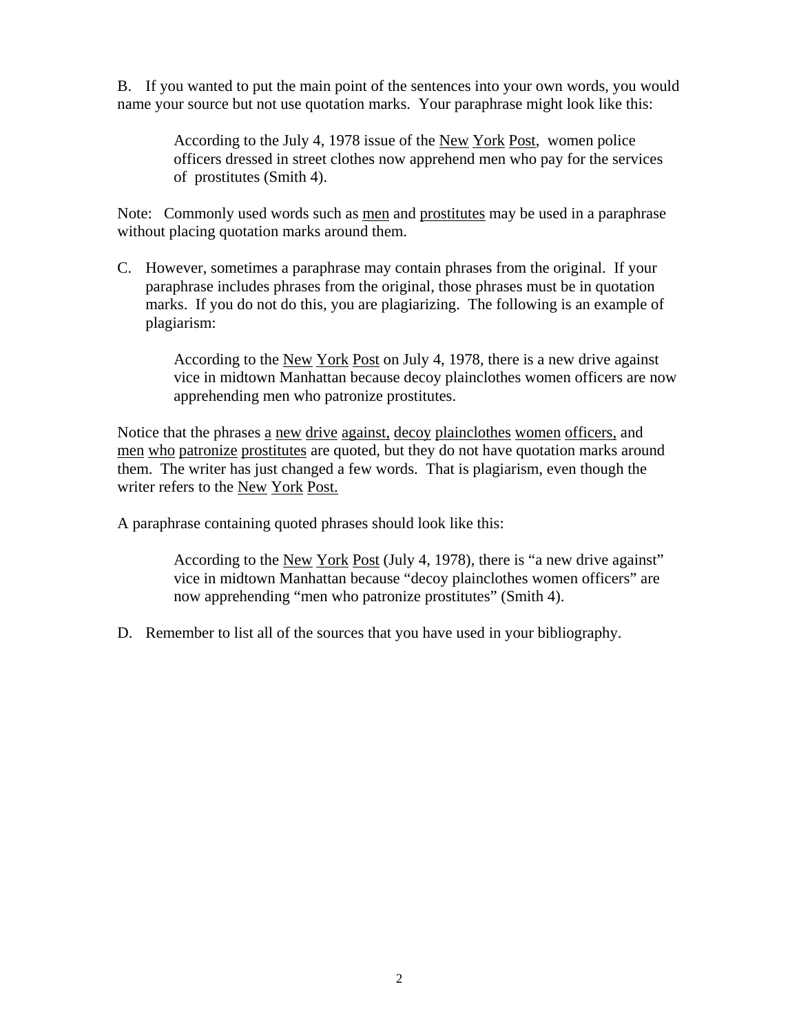B. If you wanted to put the main point of the sentences into your own words, you would name your source but not use quotation marks. Your paraphrase might look like this:

> According to the July 4, 1978 issue of the <u>New</u> <u>York</u> <u>Post</u>, women police officers dressed in street clothes now apprehend men who pay for the services of prostitutes (Smith 4).

Note: Commonly used words such as <u>men</u> and <u>prostitutes</u> may be used in a paraphrase without placing quotation marks around them.

C. However, sometimes a paraphrase may contain phrases from the original. If your paraphrase includes phrases from the original, those phrases must be in quotation marks. If you do not do this, you are plagiarizing. The following is an example of plagiarism:

> According to the <u>New</u> <u>York</u> <u>Post</u> on July 4, 1978, there is a new drive against vice in midtown Manhattan because decoy plainclothes women officers are now apprehending men who patronize prostitutes.

Notice that the phrases <u>a</u> <u>new</u> <u>drive</u> <u>against,</u> <u>decoy</u> <u>plainclothes</u> <u>women</u> <u>officers,</u> and <u>men</u> <u>who</u> <u>patronize</u> <u>prostitutes</u> are quoted, but they do not have quotation marks around them. The writer has just changed a few words. That is plagiarism, even though the writer refers to the <u>New</u> <u>York</u> <u>Post.</u>

A paraphrase containing quoted phrases should look like this:

> According to the <u>New</u> <u>York</u> <u>Post</u> (July 4, 1978), there is "a new drive against" vice in midtown Manhattan because "decoy plainclothes women officers" are now apprehending "men who patronize prostitutes" (Smith 4).

D. Remember to list all of the sources that you have used in your bibliography.